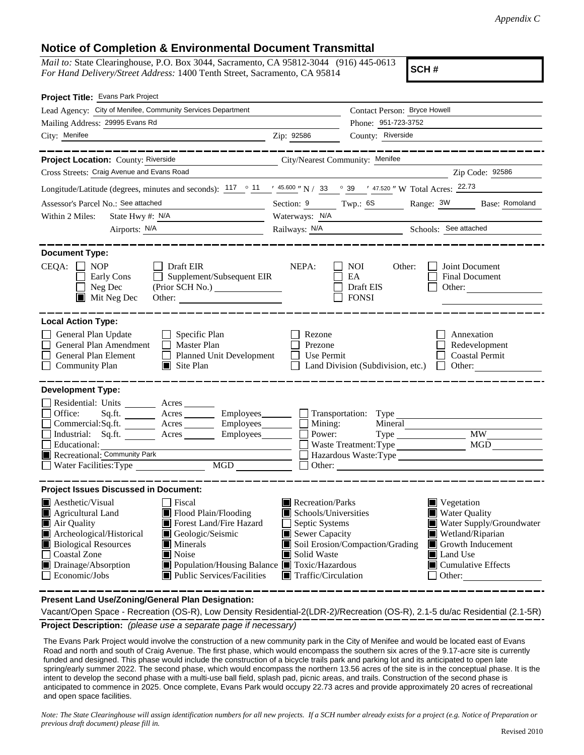*Appendix C*

# Notice of Completion & Environmental Document Transmittal

*Mail to:* State Clearinghouse, P.O. Box 3044, Sacramento, CA 95812-3044 (916) 445-0613
*For Hand Delivery/Street Address:* 1400 Tenth Street, Sacramento, CA 95814

**SCH #**

**Project Title:** Evans Park Project

Lead Agency: City of Menifee, Community Services Department
Contact Person: Bryce Howell
Mailing Address: 29995 Evans Rd
Phone: 951-723-3752
City: Menifee
Zip: 92586
County: Riverside

**Project Location:** County: Riverside
City/Nearest Community: Menifee
Cross Streets: Craig Avenue and Evans Road
Zip Code: 92586

Longitude/Latitude (degrees, minutes and seconds): 117 ° 11 ′ 45.600 ″ N / 33 ° 39 ′ 47.520 ″ W Total Acres: 22.73

Assessor's Parcel No.: See attached
Section: 9 Twp.: 6S Range: 3W Base: Romoland

Within 2 Miles: State Hwy #: N/A
Waterways: N/A
Airports: N/A
Railways: N/A
Schools: See attached

**Document Type:**

CEQA: ☐ NOP ☐ Early Cons ☐ Neg Dec ■ Mit Neg Dec ☐ Draft EIR ☐ Supplement/Subsequent EIR (Prior SCH No.) ______ Other: ______

NEPA: ☐ NOI ☐ EA ☐ Draft EIS ☐ FONSI

Other: ☐ Joint Document ☐ Final Document ☐ Other: ______

**Local Action Type:**

- ☐ General Plan Update
- ☐ General Plan Amendment
- ☐ General Plan Element
- ☐ Community Plan
- ☐ Specific Plan
- ☐ Master Plan
- ☐ Planned Unit Development
- ■ Site Plan
- ☐ Rezone
- ☐ Prezone
- ☐ Use Permit
- ☐ Land Division (Subdivision, etc.)
- ☐ Annexation
- ☐ Redevelopment
- ☐ Coastal Permit
- ☐ Other: ______

**Development Type:**

- ☐ Residential: Units ______ Acres ______
- ☐ Office: Sq.ft. ______ Acres ______ Employees ______
- ☐ Commercial: Sq.ft. ______ Acres ______ Employees ______
- ☐ Industrial: Sq.ft. ______ Acres ______ Employees ______
- ☐ Educational: ______
- ■ Recreational: Community Park
- ☐ Water Facilities: Type ______ MGD ______
- ☐ Transportation: Type ______
- ☐ Mining: Mineral ______
- ☐ Power: Type ______ MW ______
- ☐ Waste Treatment: Type ______ MGD ______
- ☐ Hazardous Waste: Type ______
- ☐ Other: ______

**Project Issues Discussed in Document:**

- ■ Aesthetic/Visual
- ■ Agricultural Land
- ■ Air Quality
- ■ Archeological/Historical
- ■ Biological Resources
- ☐ Coastal Zone
- ■ Drainage/Absorption
- ☐ Economic/Jobs
- ☐ Fiscal
- ■ Flood Plain/Flooding
- ■ Forest Land/Fire Hazard
- ■ Geologic/Seismic
- ■ Minerals
- ■ Noise
- ■ Population/Housing Balance
- ■ Public Services/Facilities
- ■ Recreation/Parks
- ■ Schools/Universities
- ☐ Septic Systems
- ■ Sewer Capacity
- ■ Soil Erosion/Compaction/Grading
- ■ Solid Waste
- ■ Toxic/Hazardous
- ■ Traffic/Circulation
- ■ Vegetation
- ■ Water Quality
- ■ Water Supply/Groundwater
- ■ Wetland/Riparian
- ■ Growth Inducement
- ■ Land Use
- ■ Cumulative Effects
- ☐ Other: ______

**Present Land Use/Zoning/General Plan Designation:**

Vacant/Open Space - Recreation (OS-R), Low Density Residential-2(LDR-2)/Recreation (OS-R), 2.1-5 du/ac Residential (2.1-5R)

**Project Description:** *(please use a separate page if necessary)*

The Evans Park Project would involve the construction of a new community park in the City of Menifee and would be located east of Evans Road and north and south of Craig Avenue. The first phase, which would encompass the southern six acres of the 9.17-acre site is currently funded and designed. This phase would include the construction of a bicycle trails park and parking lot and its anticipated to open late spring/early summer 2022. The second phase, which would encompass the northern 13.56 acres of the site is in the conceptual phase. It is the intent to develop the second phase with a multi-use ball field, splash pad, picnic areas, and trails. Construction of the second phase is anticipated to commence in 2025. Once complete, Evans Park would occupy 22.73 acres and provide approximately 20 acres of recreational and open space facilities.

*Note: The State Clearinghouse will assign identification numbers for all new projects. If a SCH number already exists for a project (e.g. Notice of Preparation or previous draft document) please fill in.*

Revised 2010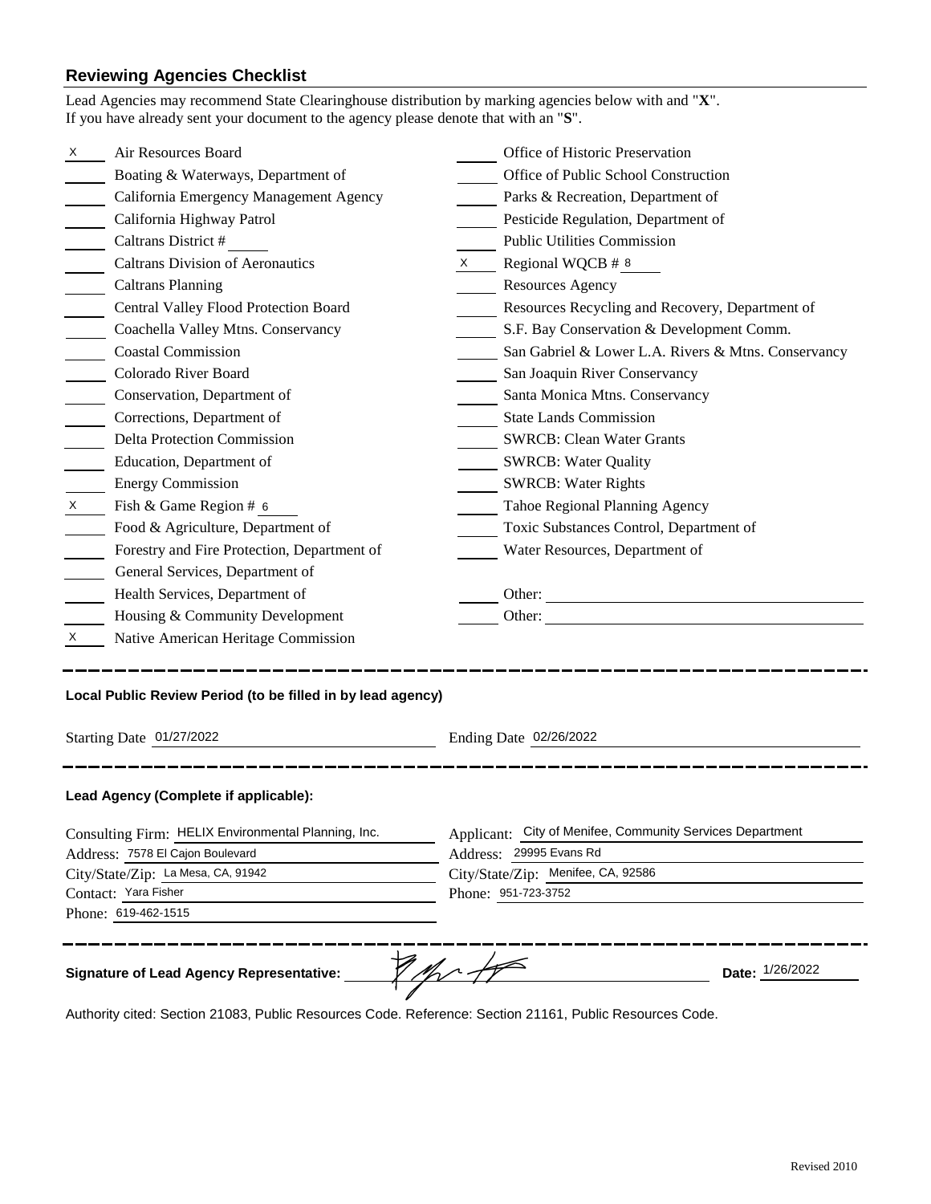## Reviewing Agencies Checklist

Lead Agencies may recommend State Clearinghouse distribution by marking agencies below with and "**X**".
If you have already sent your document to the agency please denote that with an "**S**".

| Mark | Agency | Mark | Agency |
|---|---|---|---|
| X | Air Resources Board | | Office of Historic Preservation |
| | Boating & Waterways, Department of | | Office of Public School Construction |
| | California Emergency Management Agency | | Parks & Recreation, Department of |
| | California Highway Patrol | | Pesticide Regulation, Department of |
| | Caltrans District # ____ | | Public Utilities Commission |
| | Caltrans Division of Aeronautics | X | Regional WQCB # 8 |
| | Caltrans Planning | | Resources Agency |
| | Central Valley Flood Protection Board | | Resources Recycling and Recovery, Department of |
| | Coachella Valley Mtns. Conservancy | | S.F. Bay Conservation & Development Comm. |
| | Coastal Commission | | San Gabriel & Lower L.A. Rivers & Mtns. Conservancy |
| | Colorado River Board | | San Joaquin River Conservancy |
| | Conservation, Department of | | Santa Monica Mtns. Conservancy |
| | Corrections, Department of | | State Lands Commission |
| | Delta Protection Commission | | SWRCB: Clean Water Grants |
| | Education, Department of | | SWRCB: Water Quality |
| | Energy Commission | | SWRCB: Water Rights |
| X | Fish & Game Region # 6 | | Tahoe Regional Planning Agency |
| | Food & Agriculture, Department of | | Toxic Substances Control, Department of |
| | Forestry and Fire Protection, Department of | | Water Resources, Department of |
| | General Services, Department of | | |
| | Health Services, Department of | | Other: |
| | Housing & Community Development | | Other: |
| X | Native American Heritage Commission | | |

---

**Local Public Review Period (to be filled in by lead agency)**

Starting Date 01/27/2022 Ending Date 02/26/2022

---

**Lead Agency (Complete if applicable):**

Consulting Firm: HELIX Environmental Planning, Inc.
Address: 7578 El Cajon Boulevard
City/State/Zip: La Mesa, CA, 91942
Contact: Yara Fisher
Phone: 619-462-1515

Applicant: City of Menifee, Community Services Department
Address: 29995 Evans Rd
City/State/Zip: Menifee, CA, 92586
Phone: 951-723-3752

---

**Signature of Lead Agency Representative:** [signature] **Date:** 1/26/2022

Authority cited: Section 21083, Public Resources Code. Reference: Section 21161, Public Resources Code.

Revised 2010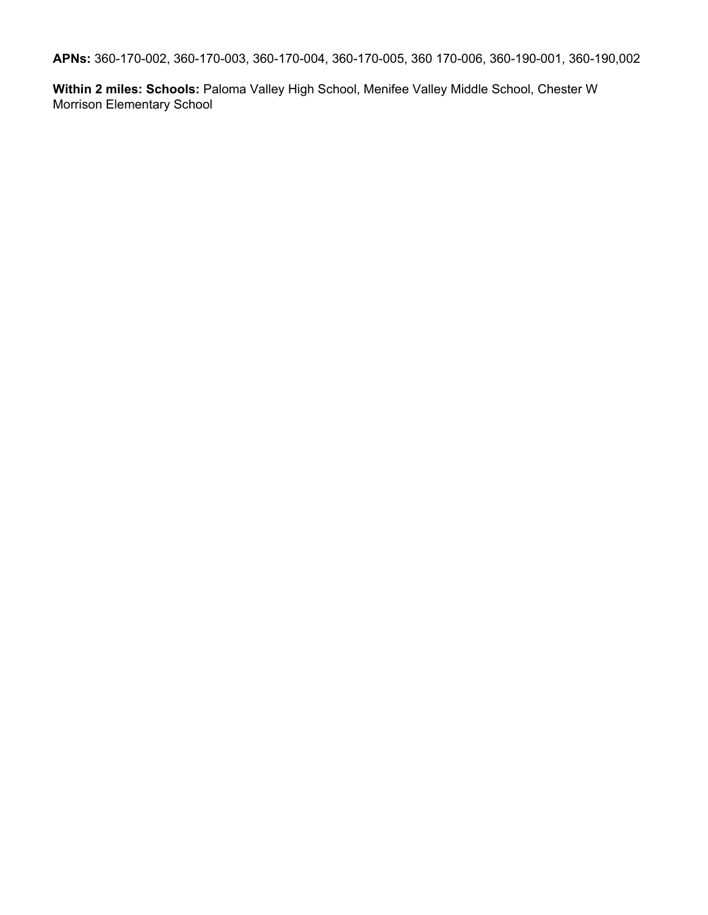**APNs:** 360-170-002, 360-170-003, 360-170-004, 360-170-005, 360 170-006, 360-190-001, 360-190,002

**Within 2 miles: Schools:** Paloma Valley High School, Menifee Valley Middle School, Chester W Morrison Elementary School